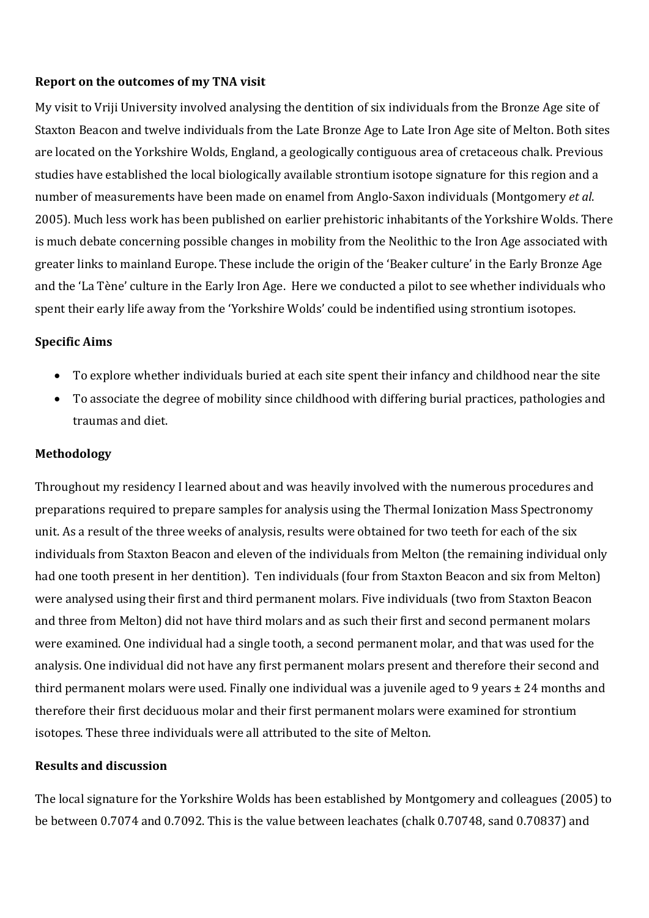**Report on the outcomes of my TNA visit**

My visit to Vriji University involved analysing the dentition of six individuals from the Bronze Age site of Staxton Beacon and twelve individuals from the Late Bronze Age to Late Iron Age site of Melton. Both sites are located on the Yorkshire Wolds, England, a geologically contiguous area of cretaceous chalk. Previous studies have established the local biologically available strontium isotope signature for this region and a number of measurements have been made on enamel from Anglo-Saxon individuals (Montgomery *et al*. 2005). Much less work has been published on earlier prehistoric inhabitants of the Yorkshire Wolds. There is much debate concerning possible changes in mobility from the Neolithic to the Iron Age associated with greater links to mainland Europe. These include the origin of the 'Beaker culture' in the Early Bronze Age and the 'La Tène' culture in the Early Iron Age. Here we conducted a pilot to see whether individuals who spent their early life away from the 'Yorkshire Wolds' could be indentified using strontium isotopes.

**Specific Aims**

- To explore whether individuals buried at each site spent their infancy and childhood near the site
- To associate the degree of mobility since childhood with differing burial practices, pathologies and traumas and diet.

**Methodology**

Throughout my residency I learned about and was heavily involved with the numerous procedures and preparations required to prepare samples for analysis using the Thermal Ionization Mass Spectronomy unit. As a result of the three weeks of analysis, results were obtained for two teeth for each of the six individuals from Staxton Beacon and eleven of the individuals from Melton (the remaining individual only had one tooth present in her dentition). Ten individuals (four from Staxton Beacon and six from Melton) were analysed using their first and third permanent molars. Five individuals (two from Staxton Beacon and three from Melton) did not have third molars and as such their first and second permanent molars were examined. One individual had a single tooth, a second permanent molar, and that was used for the analysis. One individual did not have any first permanent molars present and therefore their second and third permanent molars were used. Finally one individual was a juvenile aged to 9 years ± 24 months and therefore their first deciduous molar and their first permanent molars were examined for strontium isotopes. These three individuals were all attributed to the site of Melton.

**Results and discussion**

The local signature for the Yorkshire Wolds has been established by Montgomery and colleagues (2005) to be between 0.7074 and 0.7092. This is the value between leachates (chalk 0.70748, sand 0.70837) and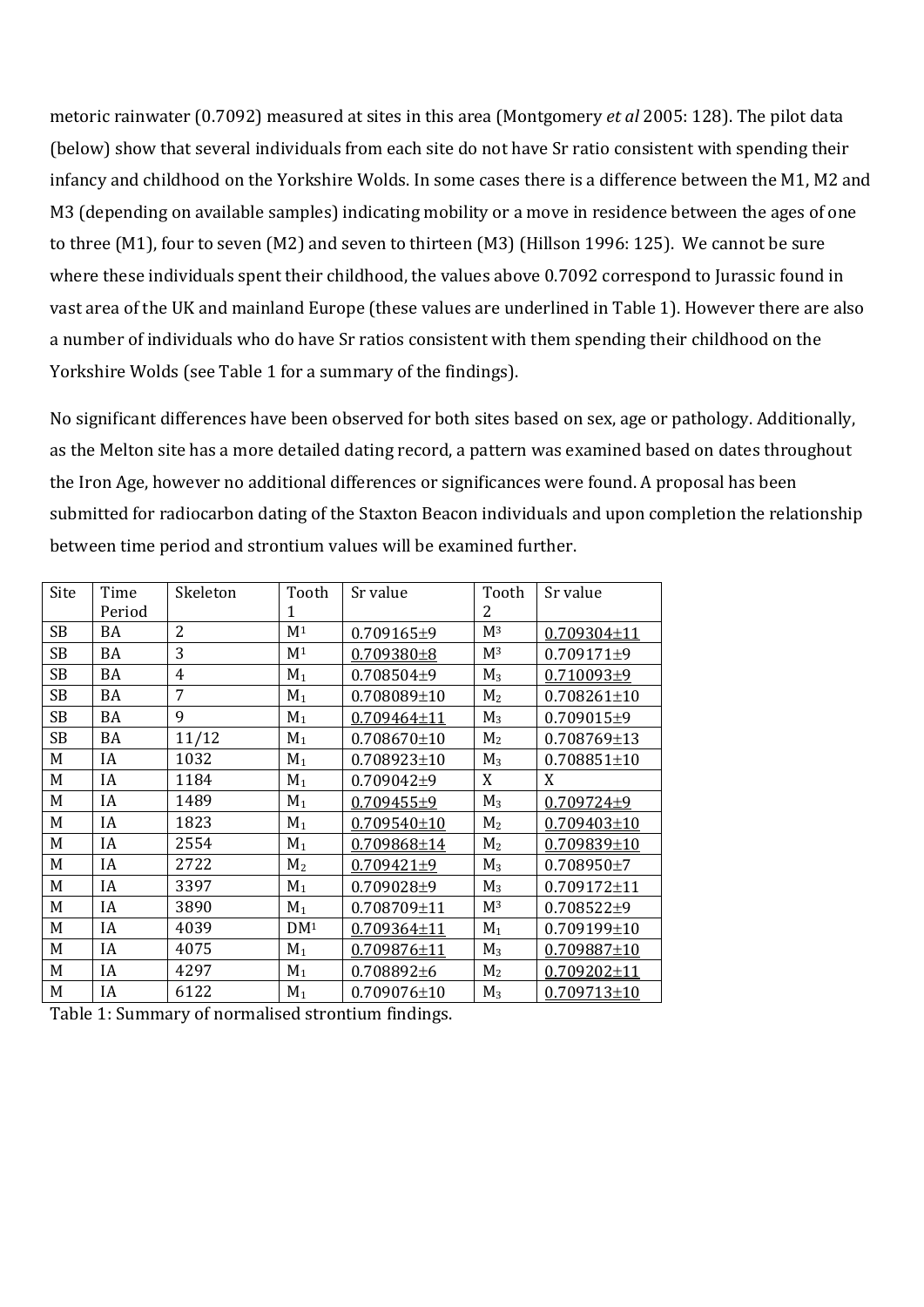metoric rainwater (0.7092) measured at sites in this area (Montgomery *et al* 2005: 128). The pilot data (below) show that several individuals from each site do not have Sr ratio consistent with spending their infancy and childhood on the Yorkshire Wolds. In some cases there is a difference between the M1, M2 and M3 (depending on available samples) indicating mobility or a move in residence between the ages of one to three (M1), four to seven (M2) and seven to thirteen (M3) (Hillson 1996: 125). We cannot be sure where these individuals spent their childhood, the values above 0.7092 correspond to Jurassic found in vast area of the UK and mainland Europe (these values are underlined in Table 1). However there are also a number of individuals who do have Sr ratios consistent with them spending their childhood on the Yorkshire Wolds (see Table 1 for a summary of the findings).

No significant differences have been observed for both sites based on sex, age or pathology. Additionally, as the Melton site has a more detailed dating record, a pattern was examined based on dates throughout the Iron Age, however no additional differences or significances were found. A proposal has been submitted for radiocarbon dating of the Staxton Beacon individuals and upon completion the relationship between time period and strontium values will be examined further.

| Site | Time Period | Skeleton | Tooth 1 | Sr value | Tooth 2 | Sr value |
|---|---|---|---|---|---|---|
| SB | BA | 2 | $M^1$ | 0.709165±9 | $M^3$ | <u>0.709304±11</u> |
| SB | BA | 3 | $M^1$ | <u>0.709380±8</u> | $M^3$ | 0.709171±9 |
| SB | BA | 4 | $M_1$ | 0.708504±9 | $M_3$ | <u>0.710093±9</u> |
| SB | BA | 7 | $M_1$ | 0.708089±10 | $M_2$ | 0.708261±10 |
| SB | BA | 9 | $M_1$ | <u>0.709464±11</u> | $M_3$ | 0.709015±9 |
| SB | BA | 11/12 | $M_1$ | 0.708670±10 | $M_2$ | 0.708769±13 |
| M | IA | 1032 | $M_1$ | 0.708923±10 | $M_3$ | 0.708851±10 |
| M | IA | 1184 | $M_1$ | 0.709042±9 | X | X |
| M | IA | 1489 | $M_1$ | <u>0.709455±9</u> | $M_3$ | <u>0.709724±9</u> |
| M | IA | 1823 | $M_1$ | <u>0.709540±10</u> | $M_2$ | <u>0.709403±10</u> |
| M | IA | 2554 | $M_1$ | <u>0.709868±14</u> | $M_2$ | <u>0.709839±10</u> |
| M | IA | 2722 | $M_2$ | <u>0.709421±9</u> | $M_3$ | 0.708950±7 |
| M | IA | 3397 | $M_1$ | 0.709028±9 | $M_3$ | 0.709172±11 |
| M | IA | 3890 | $M_1$ | 0.708709±11 | $M^3$ | 0.708522±9 |
| M | IA | 4039 | $DM^1$ | <u>0.709364±11</u> | $M_1$ | 0.709199±10 |
| M | IA | 4075 | $M_1$ | <u>0.709876±11</u> | $M_3$ | <u>0.709887±10</u> |
| M | IA | 4297 | $M_1$ | 0.708892±6 | $M_2$ | <u>0.709202±11</u> |
| M | IA | 6122 | $M_1$ | 0.709076±10 | $M_3$ | <u>0.709713±10</u> |

Table 1: Summary of normalised strontium findings.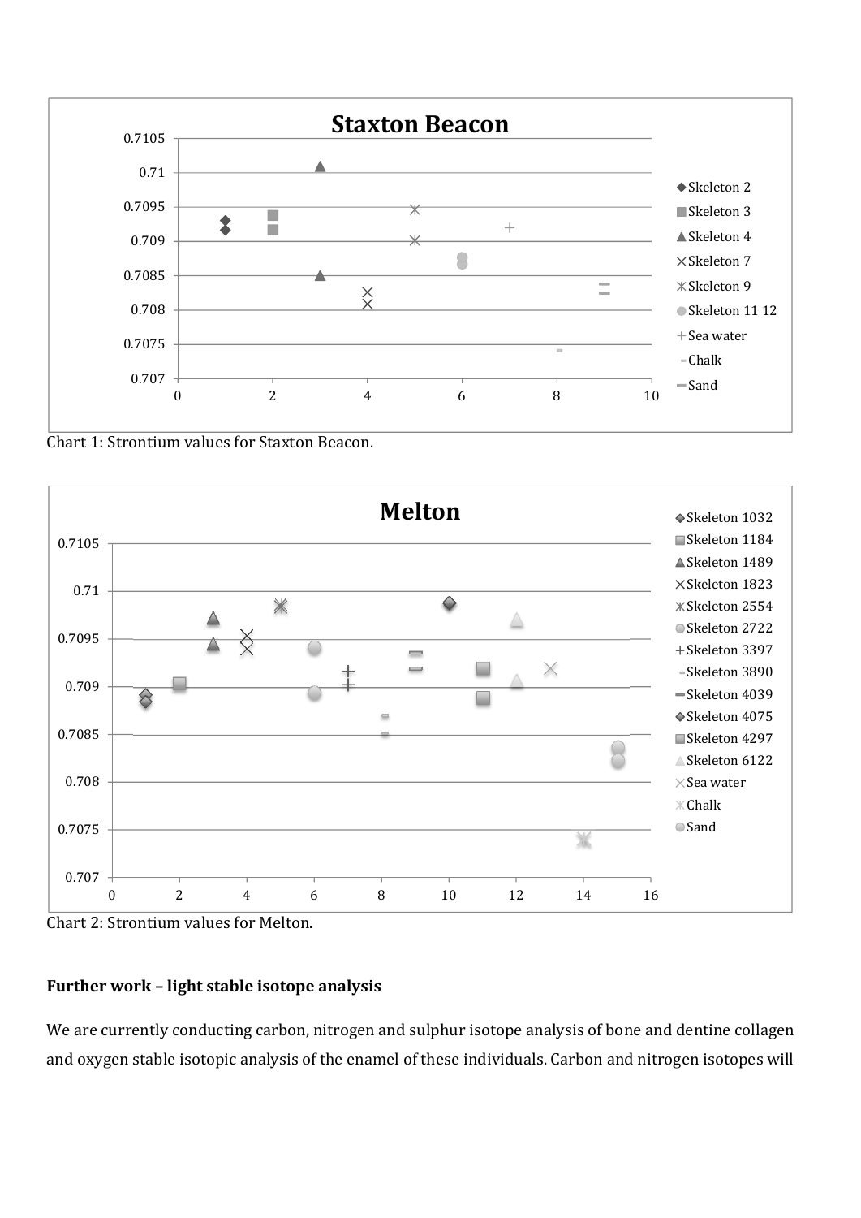Chart 1: Strontium values for Staxton Beacon.

Chart 2: Strontium values for Melton.

**Further work – light stable isotope analysis**

We are currently conducting carbon, nitrogen and sulphur isotope analysis of bone and dentine collagen and oxygen stable isotopic analysis of the enamel of these individuals. Carbon and nitrogen isotopes will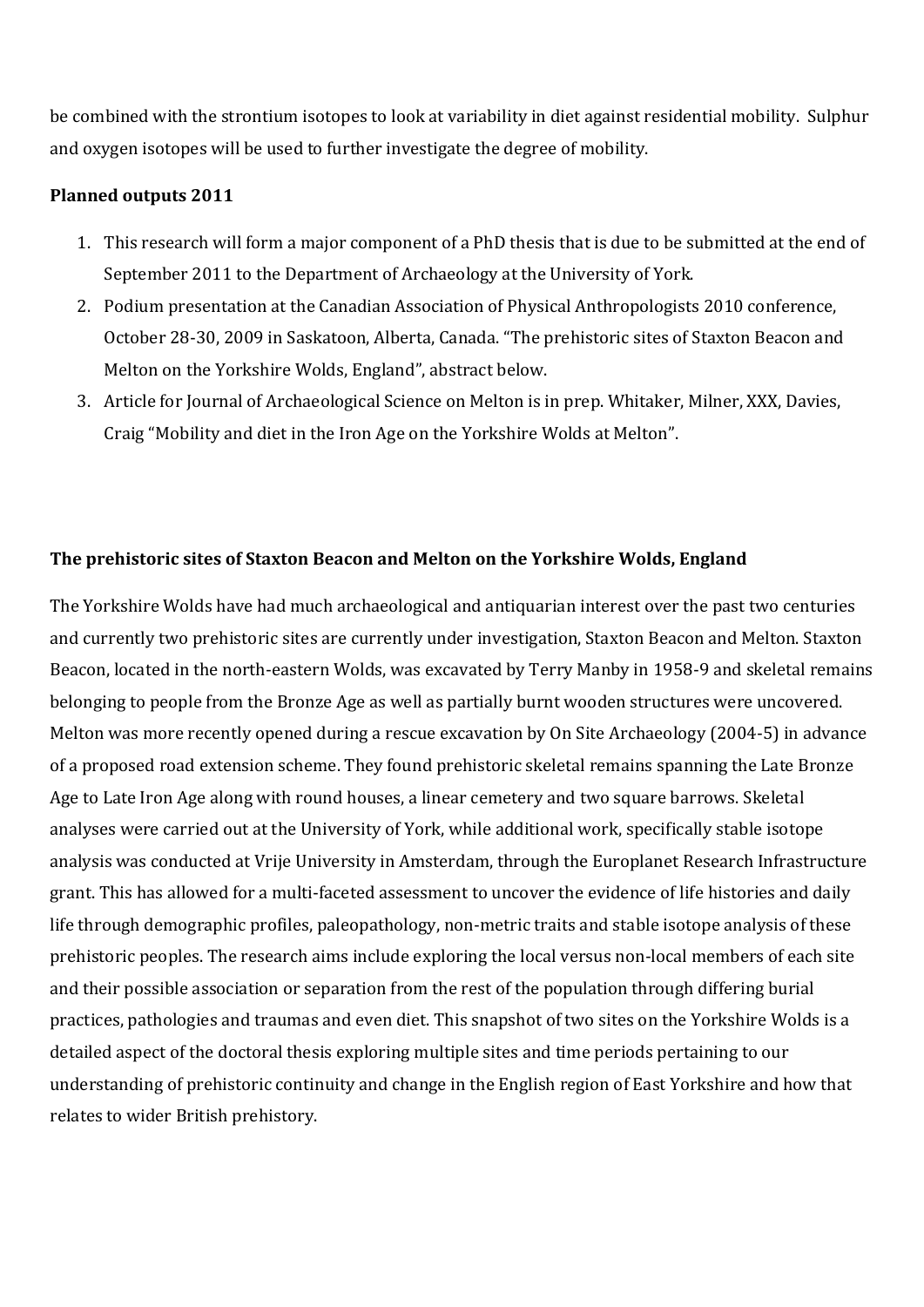be combined with the strontium isotopes to look at variability in diet against residential mobility. Sulphur and oxygen isotopes will be used to further investigate the degree of mobility.

**Planned outputs 2011**

1. This research will form a major component of a PhD thesis that is due to be submitted at the end of September 2011 to the Department of Archaeology at the University of York.
2. Podium presentation at the Canadian Association of Physical Anthropologists 2010 conference, October 28-30, 2009 in Saskatoon, Alberta, Canada. "The prehistoric sites of Staxton Beacon and Melton on the Yorkshire Wolds, England", abstract below.
3. Article for Journal of Archaeological Science on Melton is in prep. Whitaker, Milner, XXX, Davies, Craig "Mobility and diet in the Iron Age on the Yorkshire Wolds at Melton".

**The prehistoric sites of Staxton Beacon and Melton on the Yorkshire Wolds, England**

The Yorkshire Wolds have had much archaeological and antiquarian interest over the past two centuries and currently two prehistoric sites are currently under investigation, Staxton Beacon and Melton. Staxton Beacon, located in the north-eastern Wolds, was excavated by Terry Manby in 1958-9 and skeletal remains belonging to people from the Bronze Age as well as partially burnt wooden structures were uncovered. Melton was more recently opened during a rescue excavation by On Site Archaeology (2004-5) in advance of a proposed road extension scheme. They found prehistoric skeletal remains spanning the Late Bronze Age to Late Iron Age along with round houses, a linear cemetery and two square barrows. Skeletal analyses were carried out at the University of York, while additional work, specifically stable isotope analysis was conducted at Vrije University in Amsterdam, through the Europlanet Research Infrastructure grant. This has allowed for a multi-faceted assessment to uncover the evidence of life histories and daily life through demographic profiles, paleopathology, non-metric traits and stable isotope analysis of these prehistoric peoples. The research aims include exploring the local versus non-local members of each site and their possible association or separation from the rest of the population through differing burial practices, pathologies and traumas and even diet. This snapshot of two sites on the Yorkshire Wolds is a detailed aspect of the doctoral thesis exploring multiple sites and time periods pertaining to our understanding of prehistoric continuity and change in the English region of East Yorkshire and how that relates to wider British prehistory.